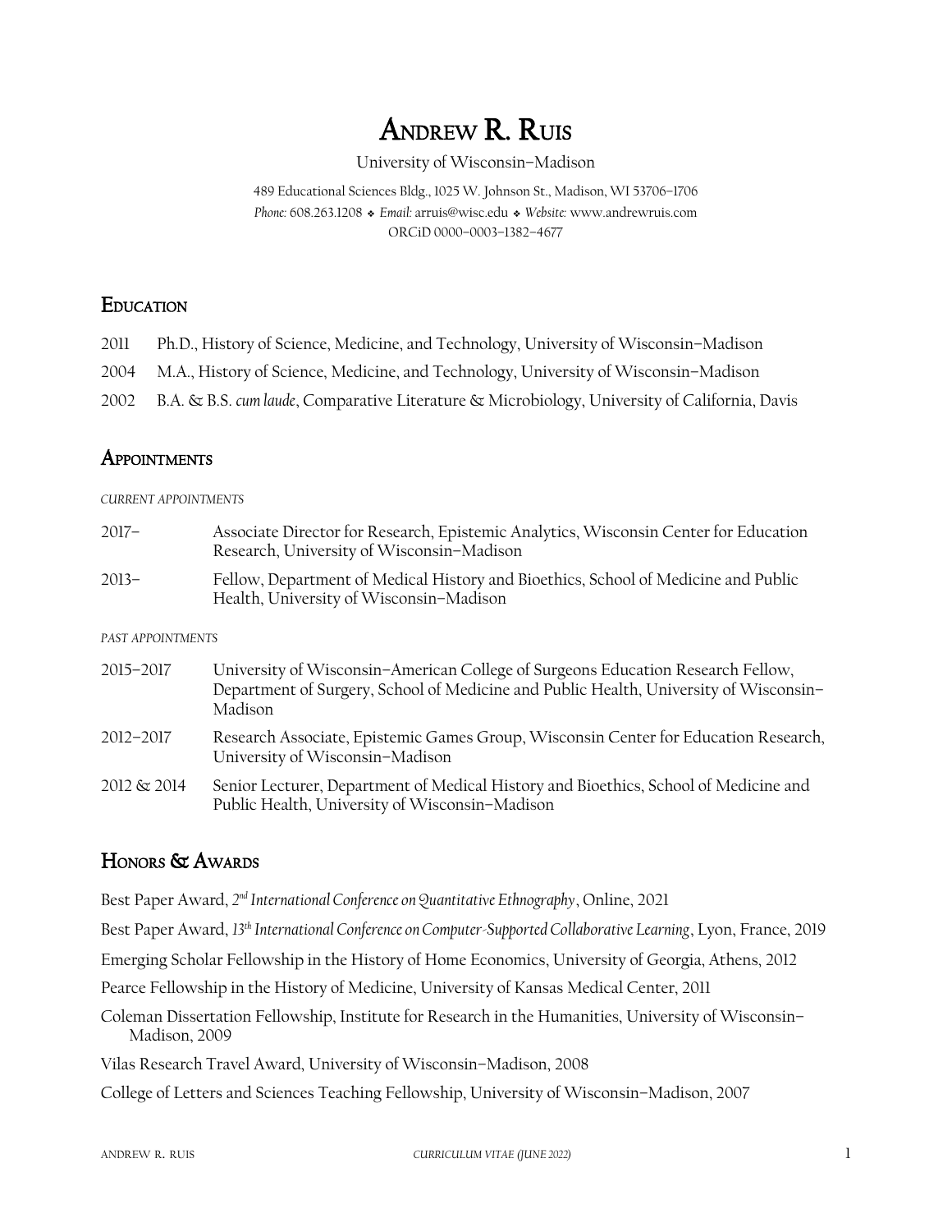# Andrew R. Ruis

University of Wisconsin–Madison

489 Educational Sciences Bldg., 1025 W. Johnson St., Madison, WI 53706–1706
*Phone:* 608.263.1208 ❖ *Email:* arruis@wisc.edu ❖ *Website:* www.andrewruis.com
ORCiD 0000–0003–1382–4677

## Education

2011 Ph.D., History of Science, Medicine, and Technology, University of Wisconsin–Madison

2004 M.A., History of Science, Medicine, and Technology, University of Wisconsin–Madison

2002 B.A. & B.S. *cum laude*, Comparative Literature & Microbiology, University of California, Davis

## Appointments

*CURRENT APPOINTMENTS*

2017– Associate Director for Research, Epistemic Analytics, Wisconsin Center for Education Research, University of Wisconsin–Madison

2013– Fellow, Department of Medical History and Bioethics, School of Medicine and Public Health, University of Wisconsin–Madison

*PAST APPOINTMENTS*

2015–2017 University of Wisconsin–American College of Surgeons Education Research Fellow, Department of Surgery, School of Medicine and Public Health, University of Wisconsin–Madison

2012–2017 Research Associate, Epistemic Games Group, Wisconsin Center for Education Research, University of Wisconsin–Madison

2012 & 2014 Senior Lecturer, Department of Medical History and Bioethics, School of Medicine and Public Health, University of Wisconsin–Madison

## Honors & Awards

Best Paper Award, *2nd International Conference on Quantitative Ethnography*, Online, 2021

Best Paper Award, *13th International Conference on Computer-Supported Collaborative Learning*, Lyon, France, 2019

Emerging Scholar Fellowship in the History of Home Economics, University of Georgia, Athens, 2012

Pearce Fellowship in the History of Medicine, University of Kansas Medical Center, 2011

Coleman Dissertation Fellowship, Institute for Research in the Humanities, University of Wisconsin–Madison, 2009

Vilas Research Travel Award, University of Wisconsin–Madison, 2008

College of Letters and Sciences Teaching Fellowship, University of Wisconsin–Madison, 2007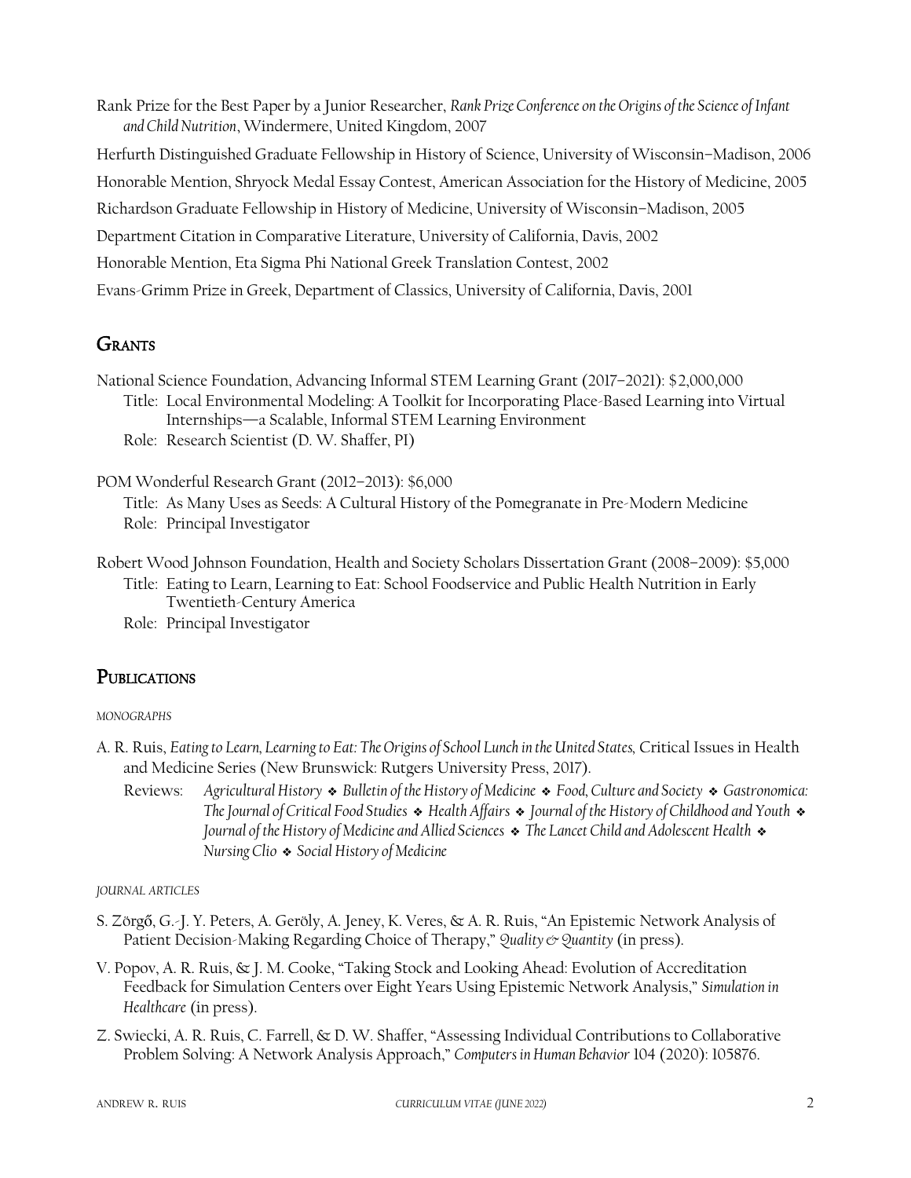Rank Prize for the Best Paper by a Junior Researcher, *Rank Prize Conference on the Origins of the Science of Infant and Child Nutrition*, Windermere, United Kingdom, 2007

Herfurth Distinguished Graduate Fellowship in History of Science, University of Wisconsin–Madison, 2006

Honorable Mention, Shryock Medal Essay Contest, American Association for the History of Medicine, 2005

Richardson Graduate Fellowship in History of Medicine, University of Wisconsin–Madison, 2005

Department Citation in Comparative Literature, University of California, Davis, 2002

Honorable Mention, Eta Sigma Phi National Greek Translation Contest, 2002

Evans-Grimm Prize in Greek, Department of Classics, University of California, Davis, 2001

## Grants

National Science Foundation, Advancing Informal STEM Learning Grant (2017–2021): $2,000,000
Title: Local Environmental Modeling: A Toolkit for Incorporating Place-Based Learning into Virtual Internships—a Scalable, Informal STEM Learning Environment
Role: Research Scientist (D. W. Shaffer, PI)

POM Wonderful Research Grant (2012–2013): $6,000
Title: As Many Uses as Seeds: A Cultural History of the Pomegranate in Pre-Modern Medicine
Role: Principal Investigator

Robert Wood Johnson Foundation, Health and Society Scholars Dissertation Grant (2008–2009): $5,000
Title: Eating to Learn, Learning to Eat: School Foodservice and Public Health Nutrition in Early Twentieth-Century America
Role: Principal Investigator

## Publications

*MONOGRAPHS*

A. R. Ruis, *Eating to Learn, Learning to Eat: The Origins of School Lunch in the United States,* Critical Issues in Health and Medicine Series (New Brunswick: Rutgers University Press, 2017).
Reviews: *Agricultural History* ❖ *Bulletin of the History of Medicine* ❖ *Food, Culture and Society* ❖ *Gastronomica: The Journal of Critical Food Studies* ❖ *Health Affairs* ❖ *Journal of the History of Childhood and Youth* ❖ *Journal of the History of Medicine and Allied Sciences* ❖ *The Lancet Child and Adolescent Health* ❖ *Nursing Clio* ❖ *Social History of Medicine*

*JOURNAL ARTICLES*

S. Zörgő, G.-J. Y. Peters, A. Geröly, A. Jeney, K. Veres, & A. R. Ruis, "An Epistemic Network Analysis of Patient Decision-Making Regarding Choice of Therapy," *Quality & Quantity* (in press).

V. Popov, A. R. Ruis, & J. M. Cooke, "Taking Stock and Looking Ahead: Evolution of Accreditation Feedback for Simulation Centers over Eight Years Using Epistemic Network Analysis," *Simulation in Healthcare* (in press).

Z. Swiecki, A. R. Ruis, C. Farrell, & D. W. Shaffer, "Assessing Individual Contributions to Collaborative Problem Solving: A Network Analysis Approach," *Computers in Human Behavior* 104 (2020): 105876.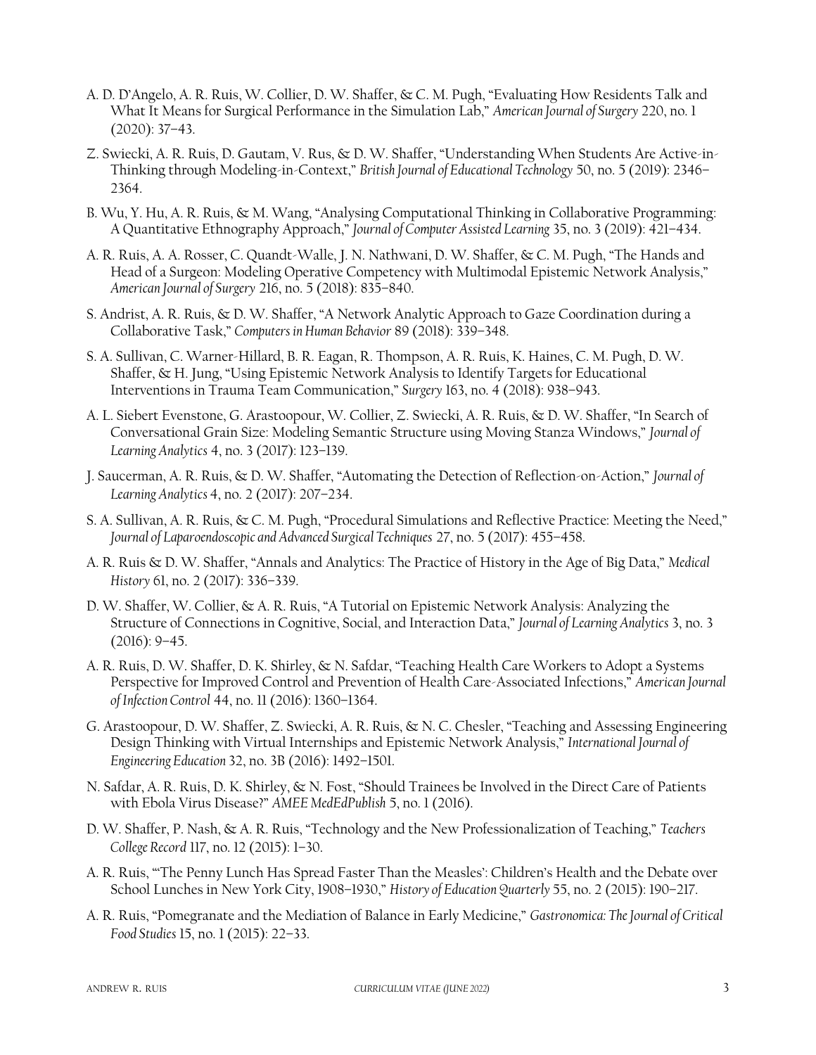A. D. D'Angelo, A. R. Ruis, W. Collier, D. W. Shaffer, & C. M. Pugh, "Evaluating How Residents Talk and What It Means for Surgical Performance in the Simulation Lab," *American Journal of Surgery* 220, no. 1 (2020): 37–43.

Z. Swiecki, A. R. Ruis, D. Gautam, V. Rus, & D. W. Shaffer, "Understanding When Students Are Active-in-Thinking through Modeling-in-Context," *British Journal of Educational Technology* 50, no. 5 (2019): 2346–2364.

B. Wu, Y. Hu, A. R. Ruis, & M. Wang, "Analysing Computational Thinking in Collaborative Programming: A Quantitative Ethnography Approach," *Journal of Computer Assisted Learning* 35, no. 3 (2019): 421–434.

A. R. Ruis, A. A. Rosser, C. Quandt-Walle, J. N. Nathwani, D. W. Shaffer, & C. M. Pugh, "The Hands and Head of a Surgeon: Modeling Operative Competency with Multimodal Epistemic Network Analysis," *American Journal of Surgery* 216, no. 5 (2018): 835–840.

S. Andrist, A. R. Ruis, & D. W. Shaffer, "A Network Analytic Approach to Gaze Coordination during a Collaborative Task," *Computers in Human Behavior* 89 (2018): 339–348.

S. A. Sullivan, C. Warner-Hillard, B. R. Eagan, R. Thompson, A. R. Ruis, K. Haines, C. M. Pugh, D. W. Shaffer, & H. Jung, "Using Epistemic Network Analysis to Identify Targets for Educational Interventions in Trauma Team Communication," *Surgery* 163, no. 4 (2018): 938–943.

A. L. Siebert Evenstone, G. Arastoopour, W. Collier, Z. Swiecki, A. R. Ruis, & D. W. Shaffer, "In Search of Conversational Grain Size: Modeling Semantic Structure using Moving Stanza Windows," *Journal of Learning Analytics* 4, no. 3 (2017): 123–139.

J. Saucerman, A. R. Ruis, & D. W. Shaffer, "Automating the Detection of Reflection-on-Action," *Journal of Learning Analytics* 4, no. 2 (2017): 207–234.

S. A. Sullivan, A. R. Ruis, & C. M. Pugh, "Procedural Simulations and Reflective Practice: Meeting the Need," *Journal of Laparoendoscopic and Advanced Surgical Techniques* 27, no. 5 (2017): 455–458.

A. R. Ruis & D. W. Shaffer, "Annals and Analytics: The Practice of History in the Age of Big Data," *Medical History* 61, no. 2 (2017): 336–339.

D. W. Shaffer, W. Collier, & A. R. Ruis, "A Tutorial on Epistemic Network Analysis: Analyzing the Structure of Connections in Cognitive, Social, and Interaction Data," *Journal of Learning Analytics* 3, no. 3 (2016): 9–45.

A. R. Ruis, D. W. Shaffer, D. K. Shirley, & N. Safdar, "Teaching Health Care Workers to Adopt a Systems Perspective for Improved Control and Prevention of Health Care-Associated Infections," *American Journal of Infection Control* 44, no. 11 (2016): 1360–1364.

G. Arastoopour, D. W. Shaffer, Z. Swiecki, A. R. Ruis, & N. C. Chesler, "Teaching and Assessing Engineering Design Thinking with Virtual Internships and Epistemic Network Analysis," *International Journal of Engineering Education* 32, no. 3B (2016): 1492–1501.

N. Safdar, A. R. Ruis, D. K. Shirley, & N. Fost, "Should Trainees be Involved in the Direct Care of Patients with Ebola Virus Disease?" *AMEE MedEdPublish* 5, no. 1 (2016).

D. W. Shaffer, P. Nash, & A. R. Ruis, "Technology and the New Professionalization of Teaching," *Teachers College Record* 117, no. 12 (2015): 1–30.

A. R. Ruis, "'The Penny Lunch Has Spread Faster Than the Measles': Children's Health and the Debate over School Lunches in New York City, 1908–1930," *History of Education Quarterly* 55, no. 2 (2015): 190–217.

A. R. Ruis, "Pomegranate and the Mediation of Balance in Early Medicine," *Gastronomica: The Journal of Critical Food Studies* 15, no. 1 (2015): 22–33.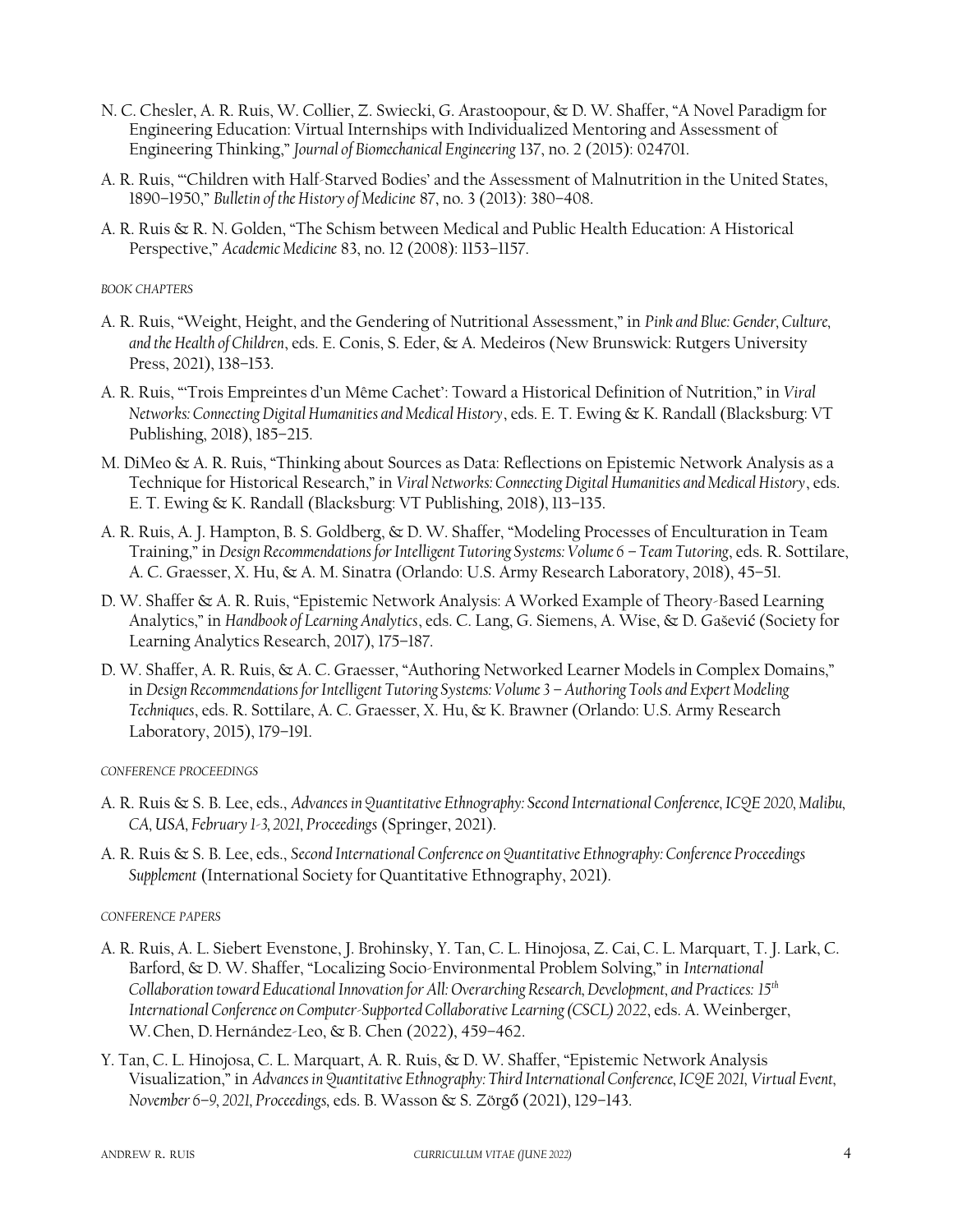N. C. Chesler, A. R. Ruis, W. Collier, Z. Swiecki, G. Arastoopour, & D. W. Shaffer, "A Novel Paradigm for Engineering Education: Virtual Internships with Individualized Mentoring and Assessment of Engineering Thinking," *Journal of Biomechanical Engineering* 137, no. 2 (2015): 024701.

A. R. Ruis, "'Children with Half-Starved Bodies' and the Assessment of Malnutrition in the United States, 1890–1950," *Bulletin of the History of Medicine* 87, no. 3 (2013): 380–408.

A. R. Ruis & R. N. Golden, "The Schism between Medical and Public Health Education: A Historical Perspective," *Academic Medicine* 83, no. 12 (2008): 1153–1157.

*BOOK CHAPTERS*

A. R. Ruis, "Weight, Height, and the Gendering of Nutritional Assessment," in *Pink and Blue: Gender, Culture, and the Health of Children*, eds. E. Conis, S. Eder, & A. Medeiros (New Brunswick: Rutgers University Press, 2021), 138–153.

A. R. Ruis, "'Trois Empreintes d'un Même Cachet': Toward a Historical Definition of Nutrition," in *Viral Networks: Connecting Digital Humanities and Medical History*, eds. E. T. Ewing & K. Randall (Blacksburg: VT Publishing, 2018), 185–215.

M. DiMeo & A. R. Ruis, "Thinking about Sources as Data: Reflections on Epistemic Network Analysis as a Technique for Historical Research," in *Viral Networks: Connecting Digital Humanities and Medical History*, eds. E. T. Ewing & K. Randall (Blacksburg: VT Publishing, 2018), 113–135.

A. R. Ruis, A. J. Hampton, B. S. Goldberg, & D. W. Shaffer, "Modeling Processes of Enculturation in Team Training," in *Design Recommendations for Intelligent Tutoring Systems: Volume 6 – Team Tutoring*, eds. R. Sottilare, A. C. Graesser, X. Hu, & A. M. Sinatra (Orlando: U.S. Army Research Laboratory, 2018), 45–51.

D. W. Shaffer & A. R. Ruis, "Epistemic Network Analysis: A Worked Example of Theory-Based Learning Analytics," in *Handbook of Learning Analytics*, eds. C. Lang, G. Siemens, A. Wise, & D. Gašević (Society for Learning Analytics Research, 2017), 175–187.

D. W. Shaffer, A. R. Ruis, & A. C. Graesser, "Authoring Networked Learner Models in Complex Domains," in *Design Recommendations for Intelligent Tutoring Systems: Volume 3 – Authoring Tools and Expert Modeling Techniques*, eds. R. Sottilare, A. C. Graesser, X. Hu, & K. Brawner (Orlando: U.S. Army Research Laboratory, 2015), 179–191.

*CONFERENCE PROCEEDINGS*

A. R. Ruis & S. B. Lee, eds., *Advances in Quantitative Ethnography: Second International Conference, ICQE 2020, Malibu, CA, USA, February 1-3, 2021, Proceedings* (Springer, 2021).

A. R. Ruis & S. B. Lee, eds., *Second International Conference on Quantitative Ethnography: Conference Proceedings Supplement* (International Society for Quantitative Ethnography, 2021).

*CONFERENCE PAPERS*

A. R. Ruis, A. L. Siebert Evenstone, J. Brohinsky, Y. Tan, C. L. Hinojosa, Z. Cai, C. L. Marquart, T. J. Lark, C. Barford, & D. W. Shaffer, "Localizing Socio-Environmental Problem Solving," in *International Collaboration toward Educational Innovation for All: Overarching Research, Development, and Practices: 15th International Conference on Computer-Supported Collaborative Learning (CSCL) 2022*, eds. A. Weinberger, W. Chen, D. Hernández-Leo, & B. Chen (2022), 459–462.

Y. Tan, C. L. Hinojosa, C. L. Marquart, A. R. Ruis, & D. W. Shaffer, "Epistemic Network Analysis Visualization," in *Advances in Quantitative Ethnography: Third International Conference, ICQE 2021, Virtual Event, November 6–9, 2021, Proceedings,* eds. B. Wasson & S. Zörgő (2021), 129–143.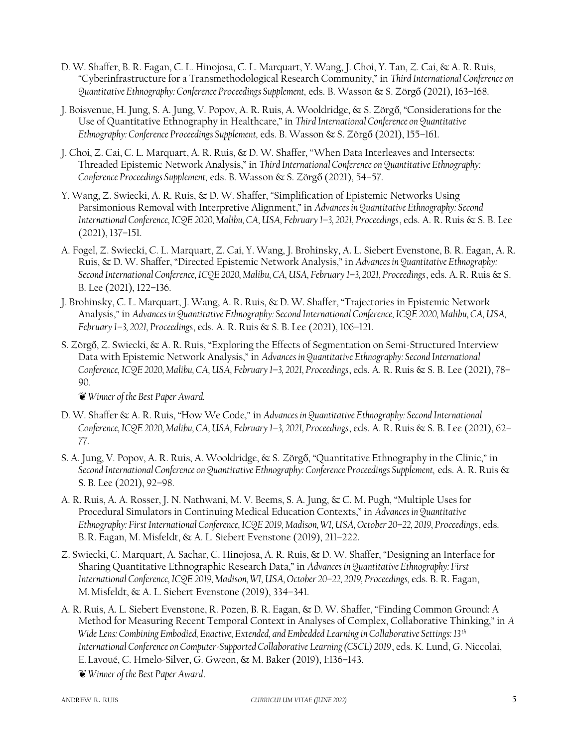D. W. Shaffer, B. R. Eagan, C. L. Hinojosa, C. L. Marquart, Y. Wang, J. Choi, Y. Tan, Z. Cai, & A. R. Ruis, "Cyberinfrastructure for a Transmethodological Research Community," in *Third International Conference on Quantitative Ethnography: Conference Proceedings Supplement*, eds. B. Wasson & S. Zörgő (2021), 163–168.

J. Boisvenue, H. Jung, S. A. Jung, V. Popov, A. R. Ruis, A. Wooldridge, & S. Zörgő, "Considerations for the Use of Quantitative Ethnography in Healthcare," in *Third International Conference on Quantitative Ethnography: Conference Proceedings Supplement*, eds. B. Wasson & S. Zörgő (2021), 155–161.

J. Choi, Z. Cai, C. L. Marquart, A. R. Ruis, & D. W. Shaffer, "When Data Interleaves and Intersects: Threaded Epistemic Network Analysis," in *Third International Conference on Quantitative Ethnography: Conference Proceedings Supplement*, eds. B. Wasson & S. Zörgő (2021), 54–57.

Y. Wang, Z. Swiecki, A. R. Ruis, & D. W. Shaffer, "Simplification of Epistemic Networks Using Parsimonious Removal with Interpretive Alignment," in *Advances in Quantitative Ethnography: Second International Conference, ICQE 2020, Malibu, CA, USA, February 1–3, 2021, Proceedings*, eds. A. R. Ruis & S. B. Lee (2021), 137–151.

A. Fogel, Z. Swiecki, C. L. Marquart, Z. Cai, Y. Wang, J. Brohinsky, A. L. Siebert Evenstone, B. R. Eagan, A. R. Ruis, & D. W. Shaffer, "Directed Epistemic Network Analysis," in *Advances in Quantitative Ethnography: Second International Conference, ICQE 2020, Malibu, CA, USA, February 1–3, 2021, Proceedings*, eds. A. R. Ruis & S. B. Lee (2021), 122–136.

J. Brohinsky, C. L. Marquart, J. Wang, A. R. Ruis, & D. W. Shaffer, "Trajectories in Epistemic Network Analysis," in *Advances in Quantitative Ethnography: Second International Conference, ICQE 2020, Malibu, CA, USA, February 1–3, 2021, Proceedings*, eds. A. R. Ruis & S. B. Lee (2021), 106–121.

S. Zörgő, Z. Swiecki, & A. R. Ruis, "Exploring the Effects of Segmentation on Semi-Structured Interview Data with Epistemic Network Analysis," in *Advances in Quantitative Ethnography: Second International Conference, ICQE 2020, Malibu, CA, USA, February 1–3, 2021, Proceedings*, eds. A. R. Ruis & S. B. Lee (2021), 78–90.
❦ *Winner of the Best Paper Award.*

D. W. Shaffer & A. R. Ruis, "How We Code," in *Advances in Quantitative Ethnography: Second International Conference, ICQE 2020, Malibu, CA, USA, February 1–3, 2021, Proceedings*, eds. A. R. Ruis & S. B. Lee (2021), 62–77.

S. A. Jung, V. Popov, A. R. Ruis, A. Wooldridge, & S. Zörgő, "Quantitative Ethnography in the Clinic," in *Second International Conference on Quantitative Ethnography: Conference Proceedings Supplement*, eds. A. R. Ruis & S. B. Lee (2021), 92–98.

A. R. Ruis, A. A. Rosser, J. N. Nathwani, M. V. Beems, S. A. Jung, & C. M. Pugh, "Multiple Uses for Procedural Simulators in Continuing Medical Education Contexts," in *Advances in Quantitative Ethnography: First International Conference, ICQE 2019, Madison, WI, USA, October 20–22, 2019, Proceedings*, eds. B. R. Eagan, M. Misfeldt, & A. L. Siebert Evenstone (2019), 211–222.

Z. Swiecki, C. Marquart, A. Sachar, C. Hinojosa, A. R. Ruis, & D. W. Shaffer, "Designing an Interface for Sharing Quantitative Ethnographic Research Data," in *Advances in Quantitative Ethnography: First International Conference, ICQE 2019, Madison, WI, USA, October 20–22, 2019, Proceedings*, eds. B. R. Eagan, M. Misfeldt, & A. L. Siebert Evenstone (2019), 334–341.

A. R. Ruis, A. L. Siebert Evenstone, R. Pozen, B. R. Eagan, & D. W. Shaffer, "Finding Common Ground: A Method for Measuring Recent Temporal Context in Analyses of Complex, Collaborative Thinking," in *A Wide Lens: Combining Embodied, Enactive, Extended, and Embedded Learning in Collaborative Settings: 13th International Conference on Computer-Supported Collaborative Learning (CSCL) 2019*, eds. K. Lund, G. Niccolai, E. Lavoué, C. Hmelo-Silver, G. Gweon, & M. Baker (2019), I:136–143.
❦ *Winner of the Best Paper Award.*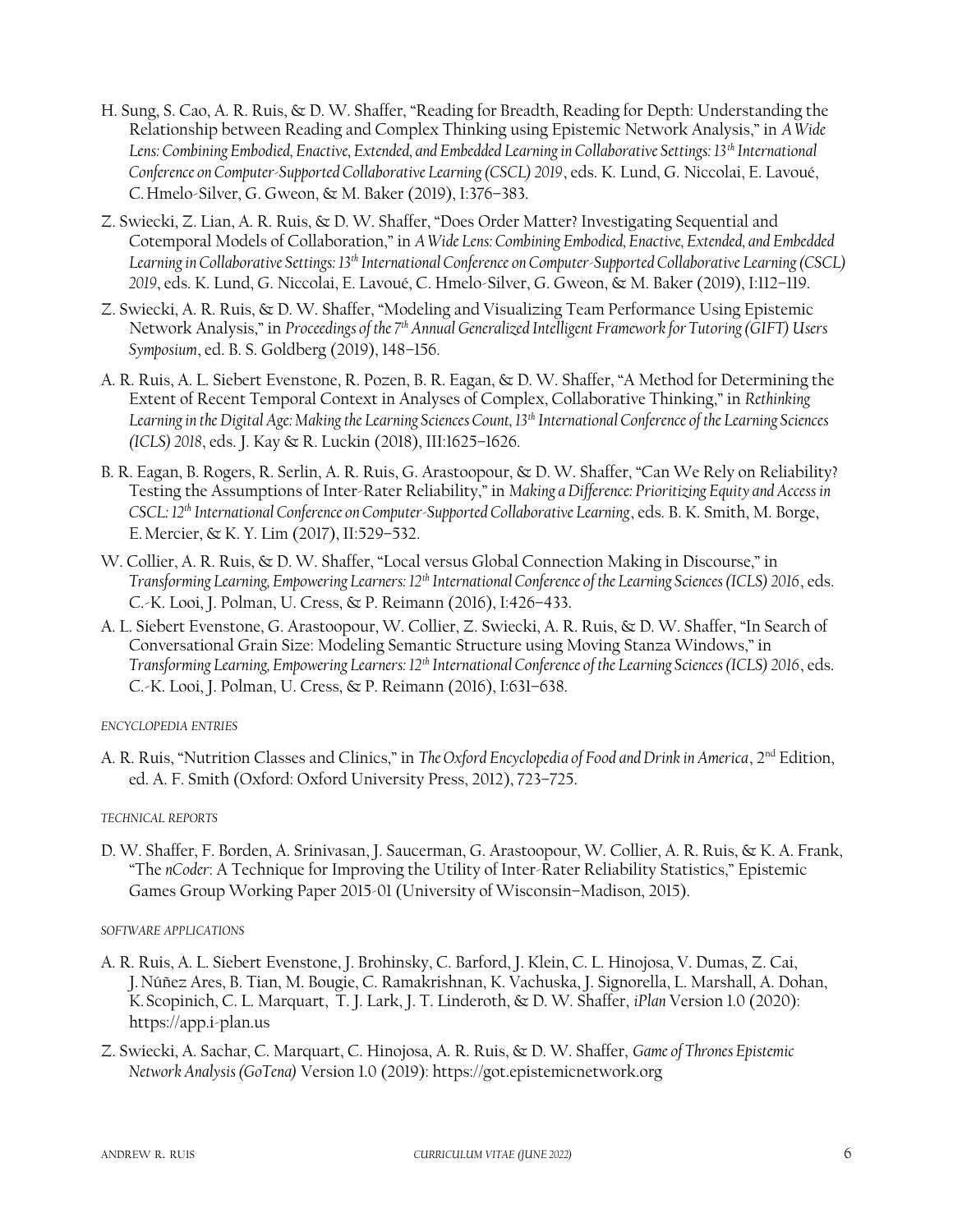H. Sung, S. Cao, A. R. Ruis, & D. W. Shaffer, "Reading for Breadth, Reading for Depth: Understanding the Relationship between Reading and Complex Thinking using Epistemic Network Analysis," in *A Wide Lens: Combining Embodied, Enactive, Extended, and Embedded Learning in Collaborative Settings: 13th International Conference on Computer-Supported Collaborative Learning (CSCL) 2019*, eds. K. Lund, G. Niccolai, E. Lavoué, C. Hmelo-Silver, G. Gweon, & M. Baker (2019), I:376–383.

Z. Swiecki, Z. Lian, A. R. Ruis, & D. W. Shaffer, "Does Order Matter? Investigating Sequential and Cotemporal Models of Collaboration," in *A Wide Lens: Combining Embodied, Enactive, Extended, and Embedded Learning in Collaborative Settings: 13th International Conference on Computer-Supported Collaborative Learning (CSCL) 2019*, eds. K. Lund, G. Niccolai, E. Lavoué, C. Hmelo-Silver, G. Gweon, & M. Baker (2019), I:112–119.

Z. Swiecki, A. R. Ruis, & D. W. Shaffer, "Modeling and Visualizing Team Performance Using Epistemic Network Analysis," in *Proceedings of the 7th Annual Generalized Intelligent Framework for Tutoring (GIFT) Users Symposium*, ed. B. S. Goldberg (2019), 148–156.

A. R. Ruis, A. L. Siebert Evenstone, R. Pozen, B. R. Eagan, & D. W. Shaffer, "A Method for Determining the Extent of Recent Temporal Context in Analyses of Complex, Collaborative Thinking," in *Rethinking Learning in the Digital Age: Making the Learning Sciences Count, 13th International Conference of the Learning Sciences (ICLS) 2018*, eds. J. Kay & R. Luckin (2018), III:1625–1626.

B. R. Eagan, B. Rogers, R. Serlin, A. R. Ruis, G. Arastoopour, & D. W. Shaffer, "Can We Rely on Reliability? Testing the Assumptions of Inter-Rater Reliability," in *Making a Difference: Prioritizing Equity and Access in CSCL: 12th International Conference on Computer-Supported Collaborative Learning*, eds. B. K. Smith, M. Borge, E. Mercier, & K. Y. Lim (2017), II:529–532.

W. Collier, A. R. Ruis, & D. W. Shaffer, "Local versus Global Connection Making in Discourse," in *Transforming Learning, Empowering Learners: 12th International Conference of the Learning Sciences (ICLS) 2016*, eds. C.-K. Looi, J. Polman, U. Cress, & P. Reimann (2016), I:426–433.

A. L. Siebert Evenstone, G. Arastoopour, W. Collier, Z. Swiecki, A. R. Ruis, & D. W. Shaffer, "In Search of Conversational Grain Size: Modeling Semantic Structure using Moving Stanza Windows," in *Transforming Learning, Empowering Learners: 12th International Conference of the Learning Sciences (ICLS) 2016*, eds. C.-K. Looi, J. Polman, U. Cress, & P. Reimann (2016), I:631–638.

#### ENCYCLOPEDIA ENTRIES

A. R. Ruis, "Nutrition Classes and Clinics," in *The Oxford Encyclopedia of Food and Drink in America*, 2nd Edition, ed. A. F. Smith (Oxford: Oxford University Press, 2012), 723–725.

#### TECHNICAL REPORTS

D. W. Shaffer, F. Borden, A. Srinivasan, J. Saucerman, G. Arastoopour, W. Collier, A. R. Ruis, & K. A. Frank, "The *nCoder*: A Technique for Improving the Utility of Inter-Rater Reliability Statistics," Epistemic Games Group Working Paper 2015-01 (University of Wisconsin–Madison, 2015).

#### SOFTWARE APPLICATIONS

A. R. Ruis, A. L. Siebert Evenstone, J. Brohinsky, C. Barford, J. Klein, C. L. Hinojosa, V. Dumas, Z. Cai, J. Núñez Ares, B. Tian, M. Bougie, C. Ramakrishnan, K. Vachuska, J. Signorella, L. Marshall, A. Dohan, K. Scopinich, C. L. Marquart, T. J. Lark, J. T. Linderoth, & D. W. Shaffer, *iPlan* Version 1.0 (2020): https://app.i-plan.us

Z. Swiecki, A. Sachar, C. Marquart, C. Hinojosa, A. R. Ruis, & D. W. Shaffer, *Game of Thrones Epistemic Network Analysis (GoTena)* Version 1.0 (2019): https://got.epistemicnetwork.org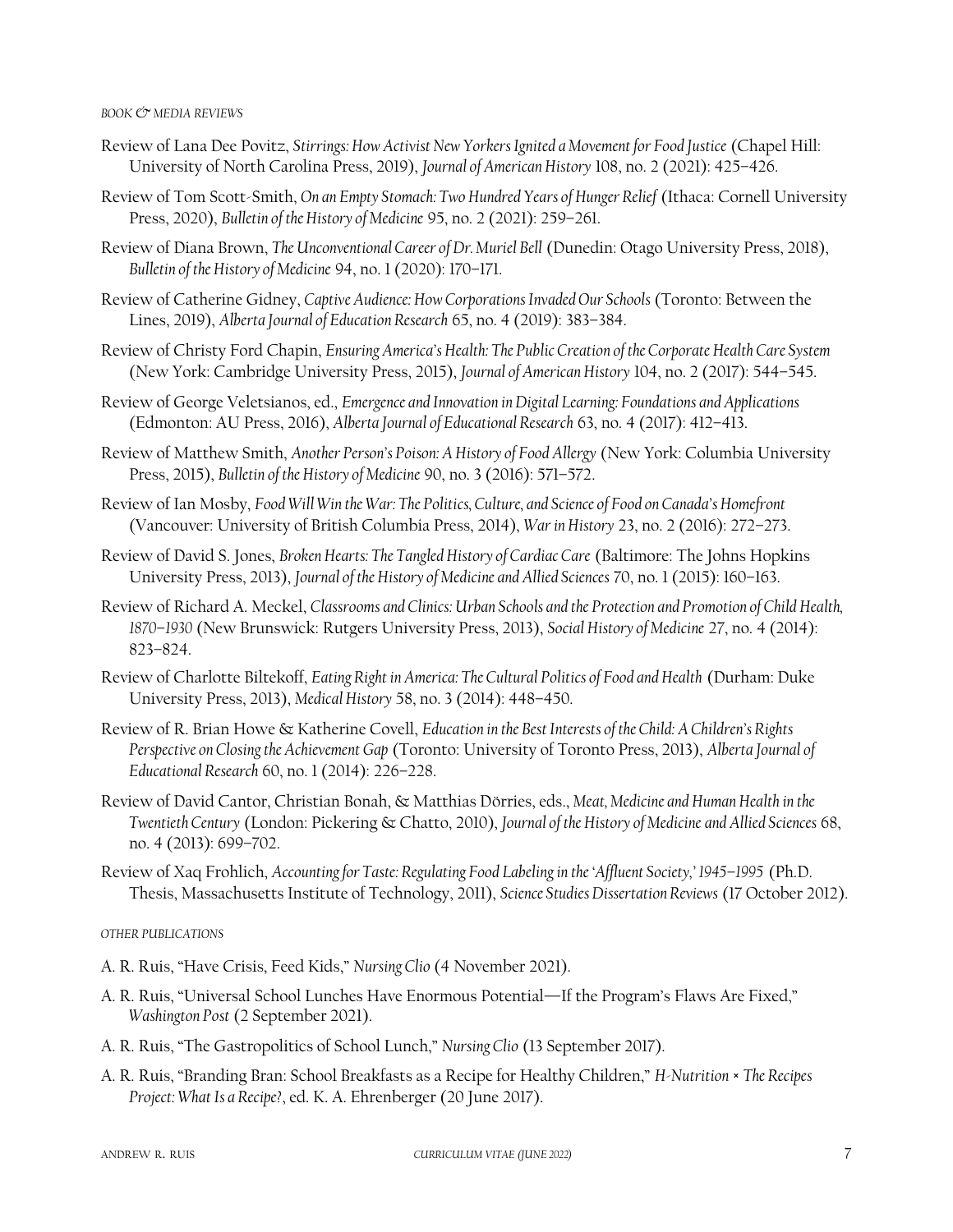### *BOOK & MEDIA REVIEWS*

Review of Lana Dee Povitz, *Stirrings: How Activist New Yorkers Ignited a Movement for Food Justice* (Chapel Hill: University of North Carolina Press, 2019), *Journal of American History* 108, no. 2 (2021): 425–426.

Review of Tom Scott-Smith, *On an Empty Stomach: Two Hundred Years of Hunger Relief* (Ithaca: Cornell University Press, 2020), *Bulletin of the History of Medicine* 95, no. 2 (2021): 259–261.

Review of Diana Brown, *The Unconventional Career of Dr. Muriel Bell* (Dunedin: Otago University Press, 2018), *Bulletin of the History of Medicine* 94, no. 1 (2020): 170–171.

Review of Catherine Gidney, *Captive Audience: How Corporations Invaded Our Schools* (Toronto: Between the Lines, 2019), *Alberta Journal of Education Research* 65, no. 4 (2019): 383–384.

Review of Christy Ford Chapin, *Ensuring America's Health: The Public Creation of the Corporate Health Care System* (New York: Cambridge University Press, 2015), *Journal of American History* 104, no. 2 (2017): 544–545.

Review of George Veletsianos, ed., *Emergence and Innovation in Digital Learning: Foundations and Applications* (Edmonton: AU Press, 2016), *Alberta Journal of Educational Research* 63, no. 4 (2017): 412–413.

Review of Matthew Smith, *Another Person's Poison: A History of Food Allergy* (New York: Columbia University Press, 2015), *Bulletin of the History of Medicine* 90, no. 3 (2016): 571–572.

Review of Ian Mosby, *Food Will Win the War: The Politics, Culture, and Science of Food on Canada's Homefront* (Vancouver: University of British Columbia Press, 2014), *War in History* 23, no. 2 (2016): 272–273.

Review of David S. Jones, *Broken Hearts: The Tangled History of Cardiac Care* (Baltimore: The Johns Hopkins University Press, 2013), *Journal of the History of Medicine and Allied Sciences* 70, no. 1 (2015): 160–163.

Review of Richard A. Meckel, *Classrooms and Clinics: Urban Schools and the Protection and Promotion of Child Health, 1870–1930* (New Brunswick: Rutgers University Press, 2013), *Social History of Medicine* 27, no. 4 (2014): 823–824.

Review of Charlotte Biltekoff, *Eating Right in America: The Cultural Politics of Food and Health* (Durham: Duke University Press, 2013), *Medical History* 58, no. 3 (2014): 448–450.

Review of R. Brian Howe & Katherine Covell, *Education in the Best Interests of the Child: A Children's Rights Perspective on Closing the Achievement Gap* (Toronto: University of Toronto Press, 2013), *Alberta Journal of Educational Research* 60, no. 1 (2014): 226–228.

Review of David Cantor, Christian Bonah, & Matthias Dörries, eds., *Meat, Medicine and Human Health in the Twentieth Century* (London: Pickering & Chatto, 2010), *Journal of the History of Medicine and Allied Sciences* 68, no. 4 (2013): 699–702.

Review of Xaq Frohlich, *Accounting for Taste: Regulating Food Labeling in the 'Affluent Society,' 1945–1995* (Ph.D. Thesis, Massachusetts Institute of Technology, 2011), *Science Studies Dissertation Reviews* (17 October 2012).

### *OTHER PUBLICATIONS*

A. R. Ruis, "Have Crisis, Feed Kids," *Nursing Clio* (4 November 2021).

A. R. Ruis, "Universal School Lunches Have Enormous Potential—If the Program's Flaws Are Fixed," *Washington Post* (2 September 2021).

A. R. Ruis, "The Gastropolitics of School Lunch," *Nursing Clio* (13 September 2017).

A. R. Ruis, "Branding Bran: School Breakfasts as a Recipe for Healthy Children," *H-Nutrition × The Recipes Project: What Is a Recipe?*, ed. K. A. Ehrenberger (20 June 2017).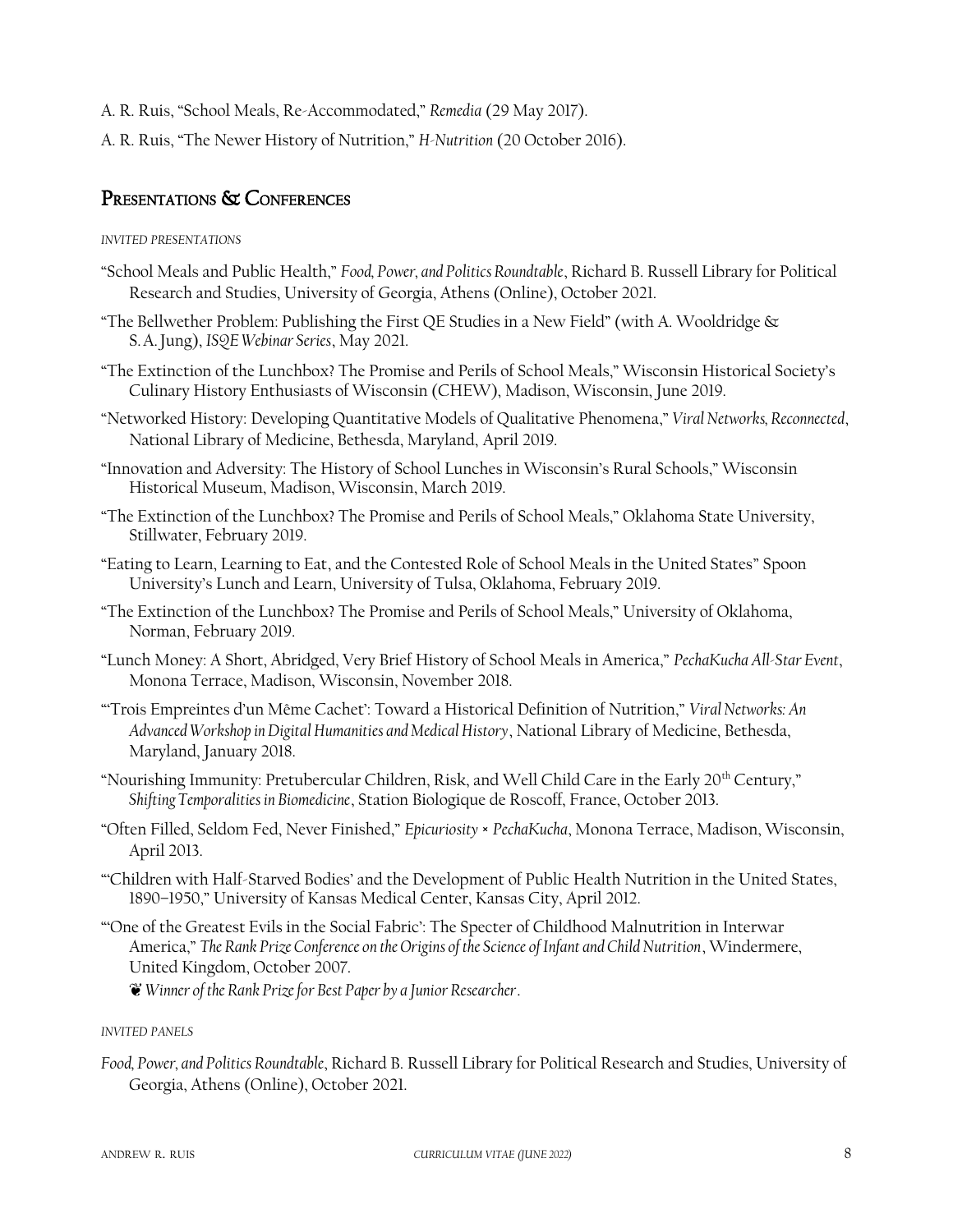A. R. Ruis, "School Meals, Re-Accommodated," *Remedia* (29 May 2017).

A. R. Ruis, "The Newer History of Nutrition," *H-Nutrition* (20 October 2016).

## Presentations & Conferences

*INVITED PRESENTATIONS*

"School Meals and Public Health," *Food, Power, and Politics Roundtable*, Richard B. Russell Library for Political Research and Studies, University of Georgia, Athens (Online), October 2021.

"The Bellwether Problem: Publishing the First QE Studies in a New Field" (with A. Wooldridge & S. A. Jung), *ISQE Webinar Series*, May 2021.

"The Extinction of the Lunchbox? The Promise and Perils of School Meals," Wisconsin Historical Society's Culinary History Enthusiasts of Wisconsin (CHEW), Madison, Wisconsin, June 2019.

"Networked History: Developing Quantitative Models of Qualitative Phenomena," *Viral Networks, Reconnected*, National Library of Medicine, Bethesda, Maryland, April 2019.

"Innovation and Adversity: The History of School Lunches in Wisconsin's Rural Schools," Wisconsin Historical Museum, Madison, Wisconsin, March 2019.

"The Extinction of the Lunchbox? The Promise and Perils of School Meals," Oklahoma State University, Stillwater, February 2019.

"Eating to Learn, Learning to Eat, and the Contested Role of School Meals in the United States" Spoon University's Lunch and Learn, University of Tulsa, Oklahoma, February 2019.

"The Extinction of the Lunchbox? The Promise and Perils of School Meals," University of Oklahoma, Norman, February 2019.

"Lunch Money: A Short, Abridged, Very Brief History of School Meals in America," *PechaKucha All-Star Event*, Monona Terrace, Madison, Wisconsin, November 2018.

"'Trois Empreintes d'un Même Cachet': Toward a Historical Definition of Nutrition," *Viral Networks: An Advanced Workshop in Digital Humanities and Medical History*, National Library of Medicine, Bethesda, Maryland, January 2018.

"Nourishing Immunity: Pretubercular Children, Risk, and Well Child Care in the Early 20th Century," *Shifting Temporalities in Biomedicine*, Station Biologique de Roscoff, France, October 2013.

"Often Filled, Seldom Fed, Never Finished," *Epicuriosity × PechaKucha*, Monona Terrace, Madison, Wisconsin, April 2013.

"'Children with Half-Starved Bodies' and the Development of Public Health Nutrition in the United States, 1890–1950," University of Kansas Medical Center, Kansas City, April 2012.

"'One of the Greatest Evils in the Social Fabric': The Specter of Childhood Malnutrition in Interwar America," *The Rank Prize Conference on the Origins of the Science of Infant and Child Nutrition*, Windermere, United Kingdom, October 2007.
❦ *Winner of the Rank Prize for Best Paper by a Junior Researcher*.

*INVITED PANELS*

*Food, Power, and Politics Roundtable*, Richard B. Russell Library for Political Research and Studies, University of Georgia, Athens (Online), October 2021.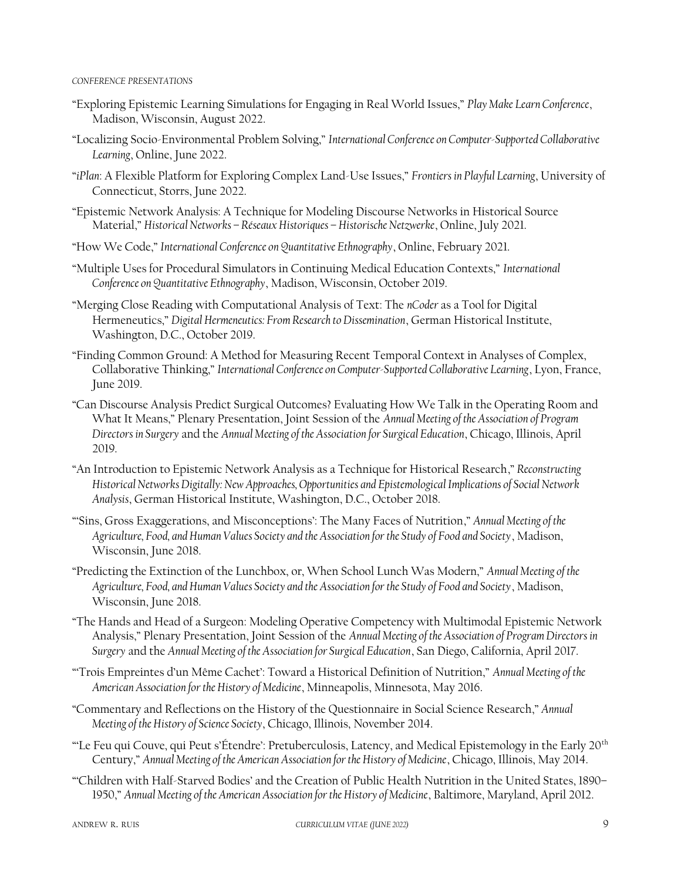*CONFERENCE PRESENTATIONS*

- "Exploring Epistemic Learning Simulations for Engaging in Real World Issues," *Play Make Learn Conference*, Madison, Wisconsin, August 2022.
- "Localizing Socio-Environmental Problem Solving," *International Conference on Computer-Supported Collaborative Learning*, Online, June 2022.
- "*iPlan*: A Flexible Platform for Exploring Complex Land-Use Issues," *Frontiers in Playful Learning*, University of Connecticut, Storrs, June 2022.
- "Epistemic Network Analysis: A Technique for Modeling Discourse Networks in Historical Source Material," *Historical Networks – Réseaux Historiques – Historische Netzwerke*, Online, July 2021.
- "How We Code," *International Conference on Quantitative Ethnography*, Online, February 2021.
- "Multiple Uses for Procedural Simulators in Continuing Medical Education Contexts," *International Conference on Quantitative Ethnography*, Madison, Wisconsin, October 2019.
- "Merging Close Reading with Computational Analysis of Text: The *nCoder* as a Tool for Digital Hermeneutics," *Digital Hermeneutics: From Research to Dissemination*, German Historical Institute, Washington, D.C., October 2019.
- "Finding Common Ground: A Method for Measuring Recent Temporal Context in Analyses of Complex, Collaborative Thinking," *International Conference on Computer-Supported Collaborative Learning*, Lyon, France, June 2019.
- "Can Discourse Analysis Predict Surgical Outcomes? Evaluating How We Talk in the Operating Room and What It Means," Plenary Presentation, Joint Session of the *Annual Meeting of the Association of Program Directors in Surgery* and the *Annual Meeting of the Association for Surgical Education*, Chicago, Illinois, April 2019.
- "An Introduction to Epistemic Network Analysis as a Technique for Historical Research," *Reconstructing Historical Networks Digitally: New Approaches, Opportunities and Epistemological Implications of Social Network Analysis*, German Historical Institute, Washington, D.C., October 2018.
- "'Sins, Gross Exaggerations, and Misconceptions': The Many Faces of Nutrition," *Annual Meeting of the Agriculture, Food, and Human Values Society and the Association for the Study of Food and Society*, Madison, Wisconsin, June 2018.
- "Predicting the Extinction of the Lunchbox, or, When School Lunch Was Modern," *Annual Meeting of the Agriculture, Food, and Human Values Society and the Association for the Study of Food and Society*, Madison, Wisconsin, June 2018.
- "The Hands and Head of a Surgeon: Modeling Operative Competency with Multimodal Epistemic Network Analysis," Plenary Presentation, Joint Session of the *Annual Meeting of the Association of Program Directors in Surgery* and the *Annual Meeting of the Association for Surgical Education*, San Diego, California, April 2017.
- "'Trois Empreintes d'un Même Cachet': Toward a Historical Definition of Nutrition," *Annual Meeting of the American Association for the History of Medicine*, Minneapolis, Minnesota, May 2016.
- "Commentary and Reflections on the History of the Questionnaire in Social Science Research," *Annual Meeting of the History of Science Society*, Chicago, Illinois, November 2014.
- "'Le Feu qui Couve, qui Peut s'Étendre': Pretuberculosis, Latency, and Medical Epistemology in the Early 20th Century," *Annual Meeting of the American Association for the History of Medicine*, Chicago, Illinois, May 2014.
- "'Children with Half-Starved Bodies' and the Creation of Public Health Nutrition in the United States, 1890–1950," *Annual Meeting of the American Association for the History of Medicine*, Baltimore, Maryland, April 2012.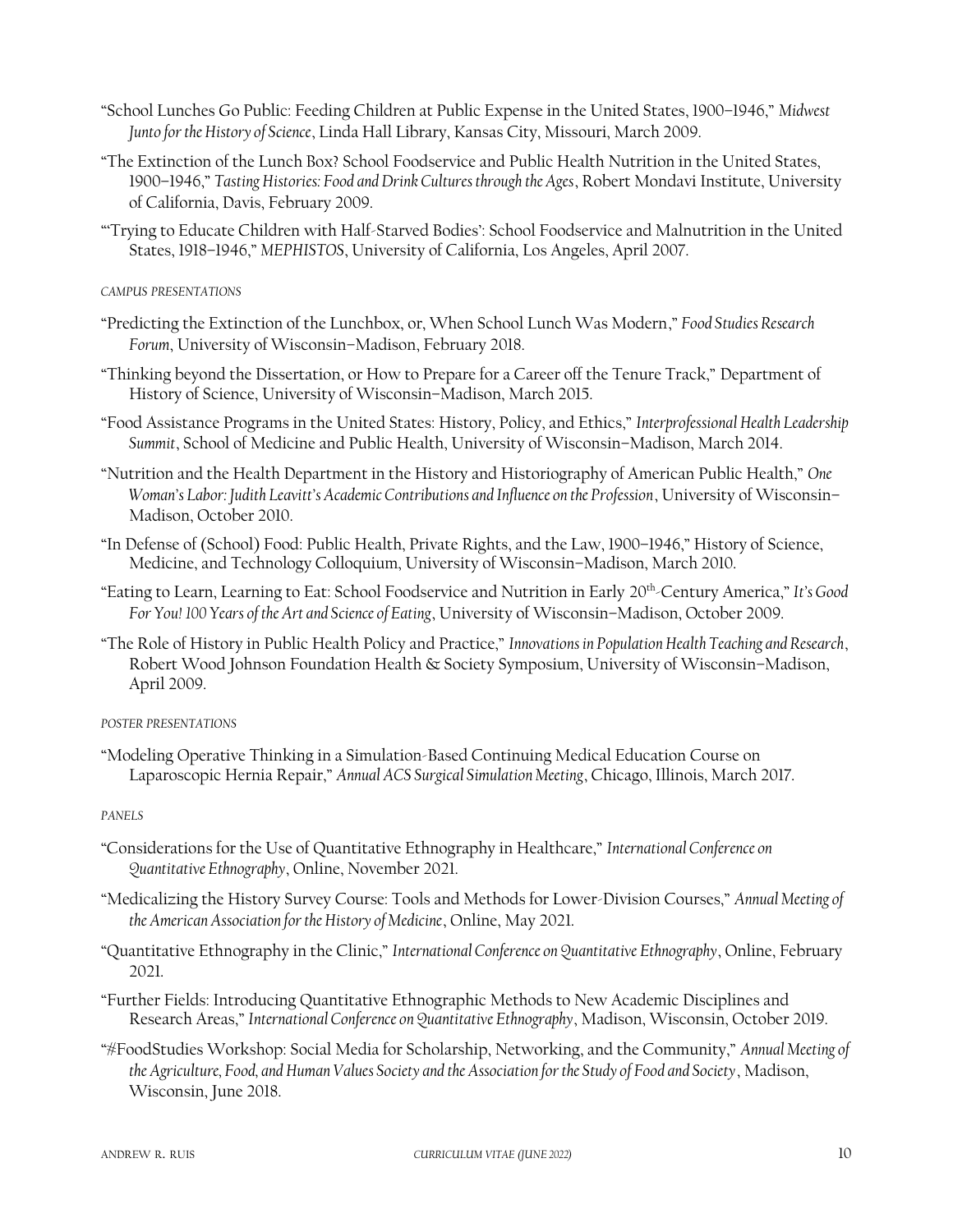"School Lunches Go Public: Feeding Children at Public Expense in the United States, 1900–1946," *Midwest Junto for the History of Science*, Linda Hall Library, Kansas City, Missouri, March 2009.

"The Extinction of the Lunch Box? School Foodservice and Public Health Nutrition in the United States, 1900–1946," *Tasting Histories: Food and Drink Cultures through the Ages*, Robert Mondavi Institute, University of California, Davis, February 2009.

"'Trying to Educate Children with Half-Starved Bodies': School Foodservice and Malnutrition in the United States, 1918–1946," *MEPHISTOS*, University of California, Los Angeles, April 2007.

###### CAMPUS PRESENTATIONS

"Predicting the Extinction of the Lunchbox, or, When School Lunch Was Modern," *Food Studies Research Forum*, University of Wisconsin–Madison, February 2018.

"Thinking beyond the Dissertation, or How to Prepare for a Career off the Tenure Track," Department of History of Science, University of Wisconsin–Madison, March 2015.

"Food Assistance Programs in the United States: History, Policy, and Ethics," *Interprofessional Health Leadership Summit*, School of Medicine and Public Health, University of Wisconsin–Madison, March 2014.

"Nutrition and the Health Department in the History and Historiography of American Public Health," *One Woman's Labor: Judith Leavitt's Academic Contributions and Influence on the Profession*, University of Wisconsin–Madison, October 2010.

"In Defense of (School) Food: Public Health, Private Rights, and the Law, 1900–1946," History of Science, Medicine, and Technology Colloquium, University of Wisconsin–Madison, March 2010.

"Eating to Learn, Learning to Eat: School Foodservice and Nutrition in Early 20th-Century America," *It's Good For You! 100 Years of the Art and Science of Eating*, University of Wisconsin–Madison, October 2009.

"The Role of History in Public Health Policy and Practice," *Innovations in Population Health Teaching and Research*, Robert Wood Johnson Foundation Health & Society Symposium, University of Wisconsin–Madison, April 2009.

###### POSTER PRESENTATIONS

"Modeling Operative Thinking in a Simulation-Based Continuing Medical Education Course on Laparoscopic Hernia Repair," *Annual ACS Surgical Simulation Meeting*, Chicago, Illinois, March 2017.

###### PANELS

"Considerations for the Use of Quantitative Ethnography in Healthcare," *International Conference on Quantitative Ethnography*, Online, November 2021.

"Medicalizing the History Survey Course: Tools and Methods for Lower-Division Courses," *Annual Meeting of the American Association for the History of Medicine*, Online, May 2021.

"Quantitative Ethnography in the Clinic," *International Conference on Quantitative Ethnography*, Online, February 2021.

"Further Fields: Introducing Quantitative Ethnographic Methods to New Academic Disciplines and Research Areas," *International Conference on Quantitative Ethnography*, Madison, Wisconsin, October 2019.

"#FoodStudies Workshop: Social Media for Scholarship, Networking, and the Community," *Annual Meeting of the Agriculture, Food, and Human Values Society and the Association for the Study of Food and Society*, Madison, Wisconsin, June 2018.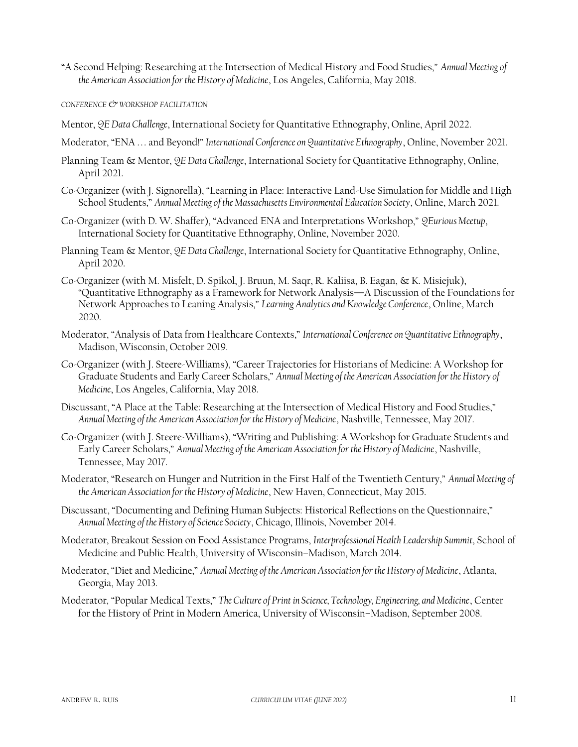"A Second Helping: Researching at the Intersection of Medical History and Food Studies," *Annual Meeting of the American Association for the History of Medicine*, Los Angeles, California, May 2018.

###### CONFERENCE & WORKSHOP FACILITATION

Mentor, *QE Data Challenge*, International Society for Quantitative Ethnography, Online, April 2022.

Moderator, "ENA … and Beyond!" *International Conference on Quantitative Ethnography*, Online, November 2021.

Planning Team & Mentor, *QE Data Challenge*, International Society for Quantitative Ethnography, Online, April 2021.

Co-Organizer (with J. Signorella), "Learning in Place: Interactive Land-Use Simulation for Middle and High School Students," *Annual Meeting of the Massachusetts Environmental Education Society*, Online, March 2021.

Co-Organizer (with D. W. Shaffer), "Advanced ENA and Interpretations Workshop," *QEurious Meetup*, International Society for Quantitative Ethnography, Online, November 2020.

Planning Team & Mentor, *QE Data Challenge*, International Society for Quantitative Ethnography, Online, April 2020.

Co-Organizer (with M. Misfelt, D. Spikol, J. Bruun, M. Saqr, R. Kaliisa, B. Eagan, & K. Misiejuk), "Quantitative Ethnography as a Framework for Network Analysis—A Discussion of the Foundations for Network Approaches to Leaning Analysis," *Learning Analytics and Knowledge Conference*, Online, March 2020.

Moderator, "Analysis of Data from Healthcare Contexts," *International Conference on Quantitative Ethnography*, Madison, Wisconsin, October 2019.

Co-Organizer (with J. Steere-Williams), "Career Trajectories for Historians of Medicine: A Workshop for Graduate Students and Early Career Scholars," *Annual Meeting of the American Association for the History of Medicine*, Los Angeles, California, May 2018.

Discussant, "A Place at the Table: Researching at the Intersection of Medical History and Food Studies," *Annual Meeting of the American Association for the History of Medicine*, Nashville, Tennessee, May 2017.

Co-Organizer (with J. Steere-Williams), "Writing and Publishing: A Workshop for Graduate Students and Early Career Scholars," *Annual Meeting of the American Association for the History of Medicine*, Nashville, Tennessee, May 2017.

Moderator, "Research on Hunger and Nutrition in the First Half of the Twentieth Century," *Annual Meeting of the American Association for the History of Medicine*, New Haven, Connecticut, May 2015.

Discussant, "Documenting and Defining Human Subjects: Historical Reflections on the Questionnaire," *Annual Meeting of the History of Science Society*, Chicago, Illinois, November 2014.

Moderator, Breakout Session on Food Assistance Programs, *Interprofessional Health Leadership Summit*, School of Medicine and Public Health, University of Wisconsin–Madison, March 2014.

Moderator, "Diet and Medicine," *Annual Meeting of the American Association for the History of Medicine*, Atlanta, Georgia, May 2013.

Moderator, "Popular Medical Texts," *The Culture of Print in Science, Technology, Engineering, and Medicine*, Center for the History of Print in Modern America, University of Wisconsin–Madison, September 2008.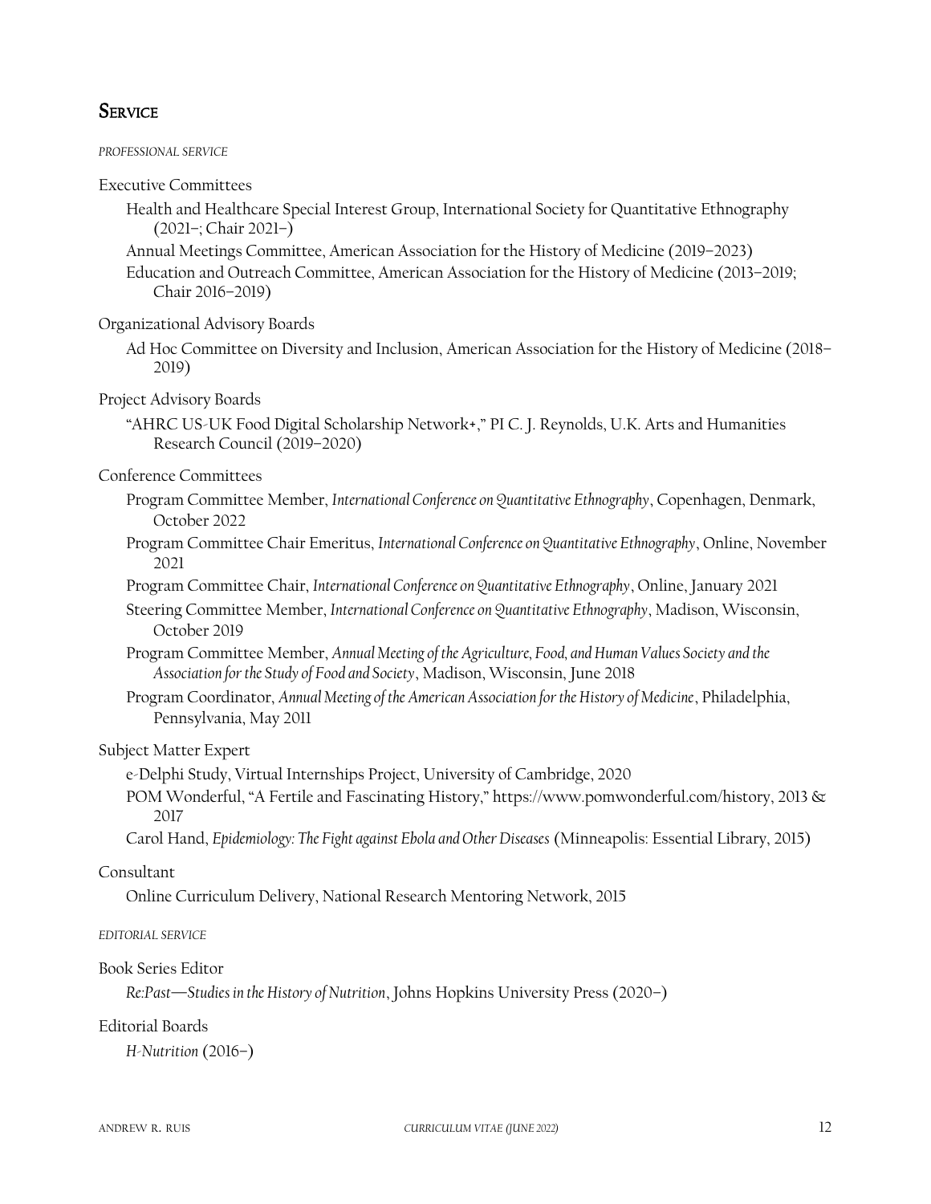## Service

*PROFESSIONAL SERVICE*

Executive Committees

- Health and Healthcare Special Interest Group, International Society for Quantitative Ethnography (2021–; Chair 2021–)
- Annual Meetings Committee, American Association for the History of Medicine (2019–2023)
- Education and Outreach Committee, American Association for the History of Medicine (2013–2019; Chair 2016–2019)

Organizational Advisory Boards

- Ad Hoc Committee on Diversity and Inclusion, American Association for the History of Medicine (2018–2019)

Project Advisory Boards

- "AHRC US-UK Food Digital Scholarship Network+," PI C. J. Reynolds, U.K. Arts and Humanities Research Council (2019–2020)

Conference Committees

- Program Committee Member, *International Conference on Quantitative Ethnography*, Copenhagen, Denmark, October 2022
- Program Committee Chair Emeritus, *International Conference on Quantitative Ethnography*, Online, November 2021
- Program Committee Chair, *International Conference on Quantitative Ethnography*, Online, January 2021
- Steering Committee Member, *International Conference on Quantitative Ethnography*, Madison, Wisconsin, October 2019
- Program Committee Member, *Annual Meeting of the Agriculture, Food, and Human Values Society and the Association for the Study of Food and Society*, Madison, Wisconsin, June 2018
- Program Coordinator, *Annual Meeting of the American Association for the History of Medicine*, Philadelphia, Pennsylvania, May 2011

Subject Matter Expert

- e-Delphi Study, Virtual Internships Project, University of Cambridge, 2020
- POM Wonderful, "A Fertile and Fascinating History," https://www.pomwonderful.com/history, 2013 & 2017
- Carol Hand, *Epidemiology: The Fight against Ebola and Other Diseases* (Minneapolis: Essential Library, 2015)

Consultant

- Online Curriculum Delivery, National Research Mentoring Network, 2015

*EDITORIAL SERVICE*

Book Series Editor

- *Re:Past—Studies in the History of Nutrition*, Johns Hopkins University Press (2020–)

Editorial Boards

- *H-Nutrition* (2016–)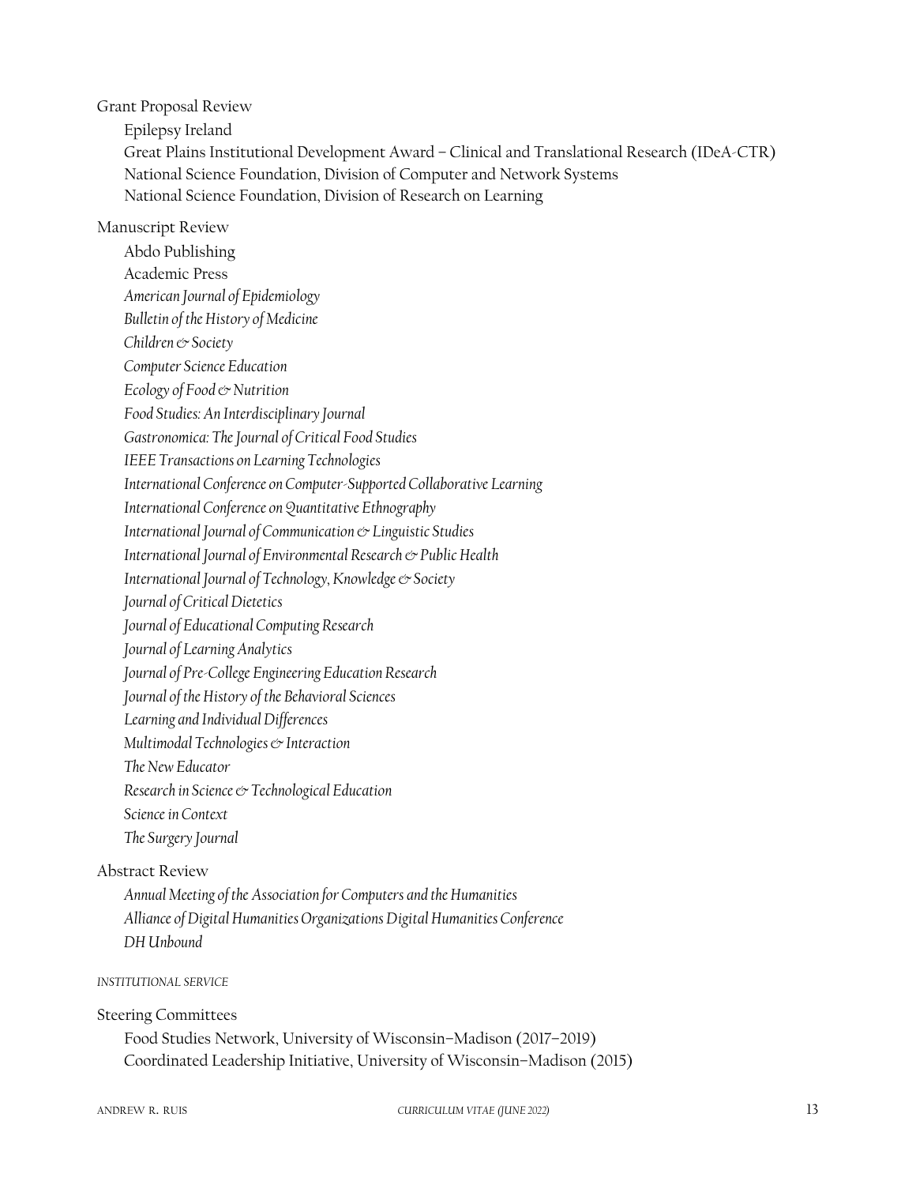Grant Proposal Review

- Epilepsy Ireland
- Great Plains Institutional Development Award – Clinical and Translational Research (IDeA-CTR)
- National Science Foundation, Division of Computer and Network Systems
- National Science Foundation, Division of Research on Learning

Manuscript Review

- Abdo Publishing
- Academic Press
- *American Journal of Epidemiology*
- *Bulletin of the History of Medicine*
- *Children & Society*
- *Computer Science Education*
- *Ecology of Food & Nutrition*
- *Food Studies: An Interdisciplinary Journal*
- *Gastronomica: The Journal of Critical Food Studies*
- *IEEE Transactions on Learning Technologies*
- *International Conference on Computer-Supported Collaborative Learning*
- *International Conference on Quantitative Ethnography*
- *International Journal of Communication & Linguistic Studies*
- *International Journal of Environmental Research & Public Health*
- *International Journal of Technology, Knowledge & Society*
- *Journal of Critical Dietetics*
- *Journal of Educational Computing Research*
- *Journal of Learning Analytics*
- *Journal of Pre-College Engineering Education Research*
- *Journal of the History of the Behavioral Sciences*
- *Learning and Individual Differences*
- *Multimodal Technologies & Interaction*
- *The New Educator*
- *Research in Science & Technological Education*
- *Science in Context*
- *The Surgery Journal*

Abstract Review

- *Annual Meeting of the Association for Computers and the Humanities*
- *Alliance of Digital Humanities Organizations Digital Humanities Conference*
- *DH Unbound*

## *INSTITUTIONAL SERVICE*

Steering Committees

- Food Studies Network, University of Wisconsin–Madison (2017–2019)
- Coordinated Leadership Initiative, University of Wisconsin–Madison (2015)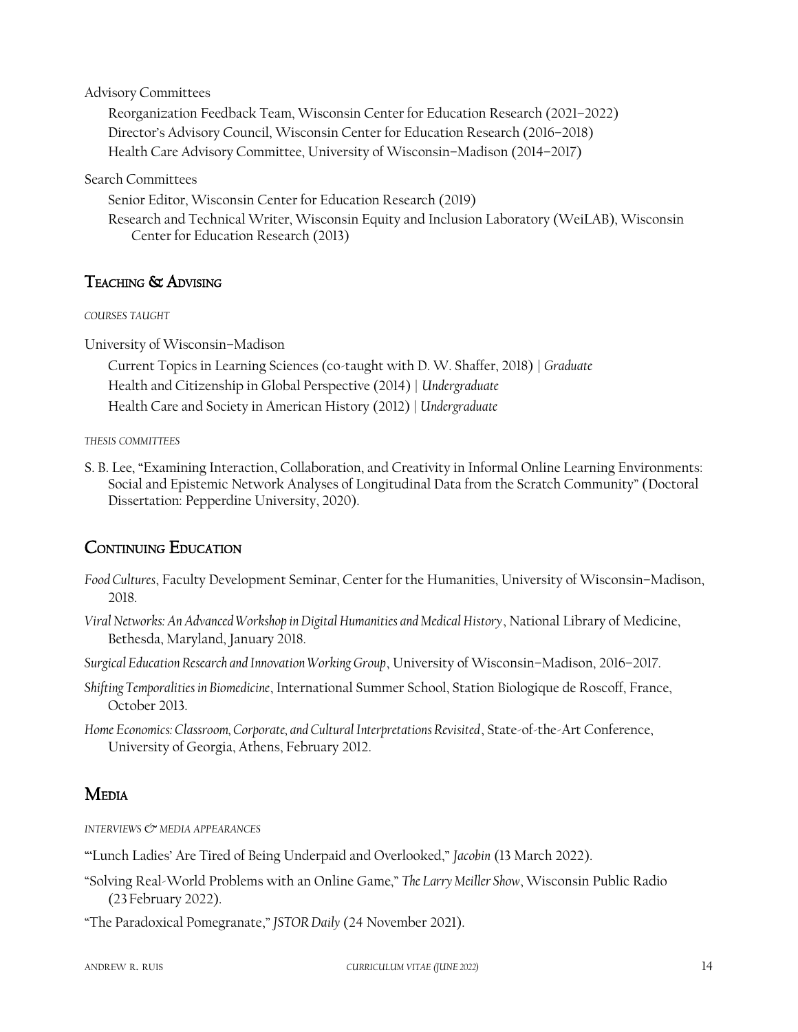Advisory Committees

Reorganization Feedback Team, Wisconsin Center for Education Research (2021–2022)
Director's Advisory Council, Wisconsin Center for Education Research (2016–2018)
Health Care Advisory Committee, University of Wisconsin–Madison (2014–2017)

Search Committees

Senior Editor, Wisconsin Center for Education Research (2019)
Research and Technical Writer, Wisconsin Equity and Inclusion Laboratory (WeiLAB), Wisconsin Center for Education Research (2013)

## Teaching & Advising

*COURSES TAUGHT*

University of Wisconsin–Madison

Current Topics in Learning Sciences (co-taught with D. W. Shaffer, 2018) | *Graduate*
Health and Citizenship in Global Perspective (2014) | *Undergraduate*
Health Care and Society in American History (2012) | *Undergraduate*

*THESIS COMMITTEES*

S. B. Lee, "Examining Interaction, Collaboration, and Creativity in Informal Online Learning Environments: Social and Epistemic Network Analyses of Longitudinal Data from the Scratch Community" (Doctoral Dissertation: Pepperdine University, 2020).

## Continuing Education

*Food Cultures*, Faculty Development Seminar, Center for the Humanities, University of Wisconsin–Madison, 2018.

*Viral Networks: An Advanced Workshop in Digital Humanities and Medical History*, National Library of Medicine, Bethesda, Maryland, January 2018.

*Surgical Education Research and Innovation Working Group*, University of Wisconsin–Madison, 2016–2017.

*Shifting Temporalities in Biomedicine*, International Summer School, Station Biologique de Roscoff, France, October 2013.

*Home Economics: Classroom, Corporate, and Cultural Interpretations Revisited*, State-of-the-Art Conference, University of Georgia, Athens, February 2012.

## Media

*INTERVIEWS & MEDIA APPEARANCES*

"'Lunch Ladies' Are Tired of Being Underpaid and Overlooked," *Jacobin* (13 March 2022).

"Solving Real-World Problems with an Online Game," *The Larry Meiller Show*, Wisconsin Public Radio (23 February 2022).

"The Paradoxical Pomegranate," *JSTOR Daily* (24 November 2021).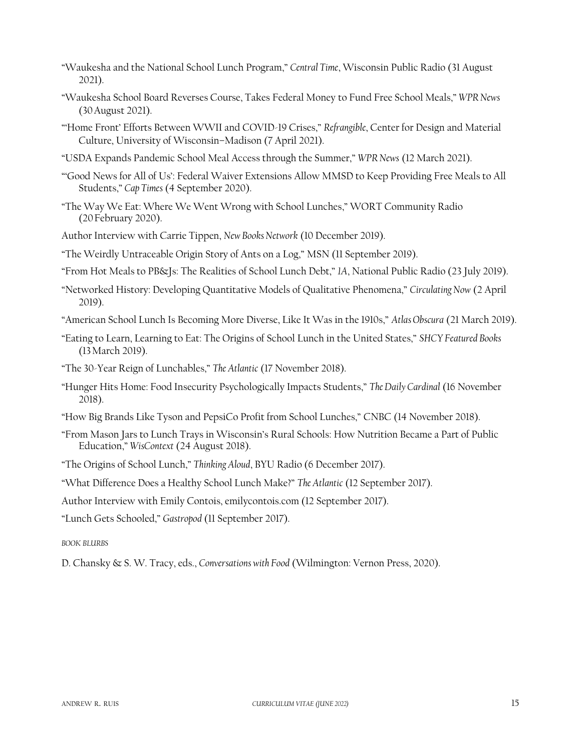"Waukesha and the National School Lunch Program," *Central Time*, Wisconsin Public Radio (31 August 2021).

"Waukesha School Board Reverses Course, Takes Federal Money to Fund Free School Meals," *WPR News* (30 August 2021).

"'Home Front' Efforts Between WWII and COVID-19 Crises," *Refrangible*, Center for Design and Material Culture, University of Wisconsin–Madison (7 April 2021).

"USDA Expands Pandemic School Meal Access through the Summer," *WPR News* (12 March 2021).

"'Good News for All of Us': Federal Waiver Extensions Allow MMSD to Keep Providing Free Meals to All Students," *Cap Times* (4 September 2020).

"The Way We Eat: Where We Went Wrong with School Lunches," WORT Community Radio (20 February 2020).

Author Interview with Carrie Tippen, *New Books Network* (10 December 2019).

"The Weirdly Untraceable Origin Story of Ants on a Log," MSN (11 September 2019).

"From Hot Meals to PB&Js: The Realities of School Lunch Debt," *1A*, National Public Radio (23 July 2019).

"Networked History: Developing Quantitative Models of Qualitative Phenomena," *Circulating Now* (2 April 2019).

"American School Lunch Is Becoming More Diverse, Like It Was in the 1910s," *Atlas Obscura* (21 March 2019).

"Eating to Learn, Learning to Eat: The Origins of School Lunch in the United States," *SHCY Featured Books* (13 March 2019).

"The 30-Year Reign of Lunchables," *The Atlantic* (17 November 2018).

"Hunger Hits Home: Food Insecurity Psychologically Impacts Students," *The Daily Cardinal* (16 November 2018).

"How Big Brands Like Tyson and PepsiCo Profit from School Lunches," CNBC (14 November 2018).

"From Mason Jars to Lunch Trays in Wisconsin's Rural Schools: How Nutrition Became a Part of Public Education," *WisContext* (24 August 2018).

"The Origins of School Lunch," *Thinking Aloud*, BYU Radio (6 December 2017).

"What Difference Does a Healthy School Lunch Make?" *The Atlantic* (12 September 2017).

Author Interview with Emily Contois, emilycontois.com (12 September 2017).

"Lunch Gets Schooled," *Gastropod* (11 September 2017).

*BOOK BLURBS*

D. Chansky & S. W. Tracy, eds., *Conversations with Food* (Wilmington: Vernon Press, 2020).